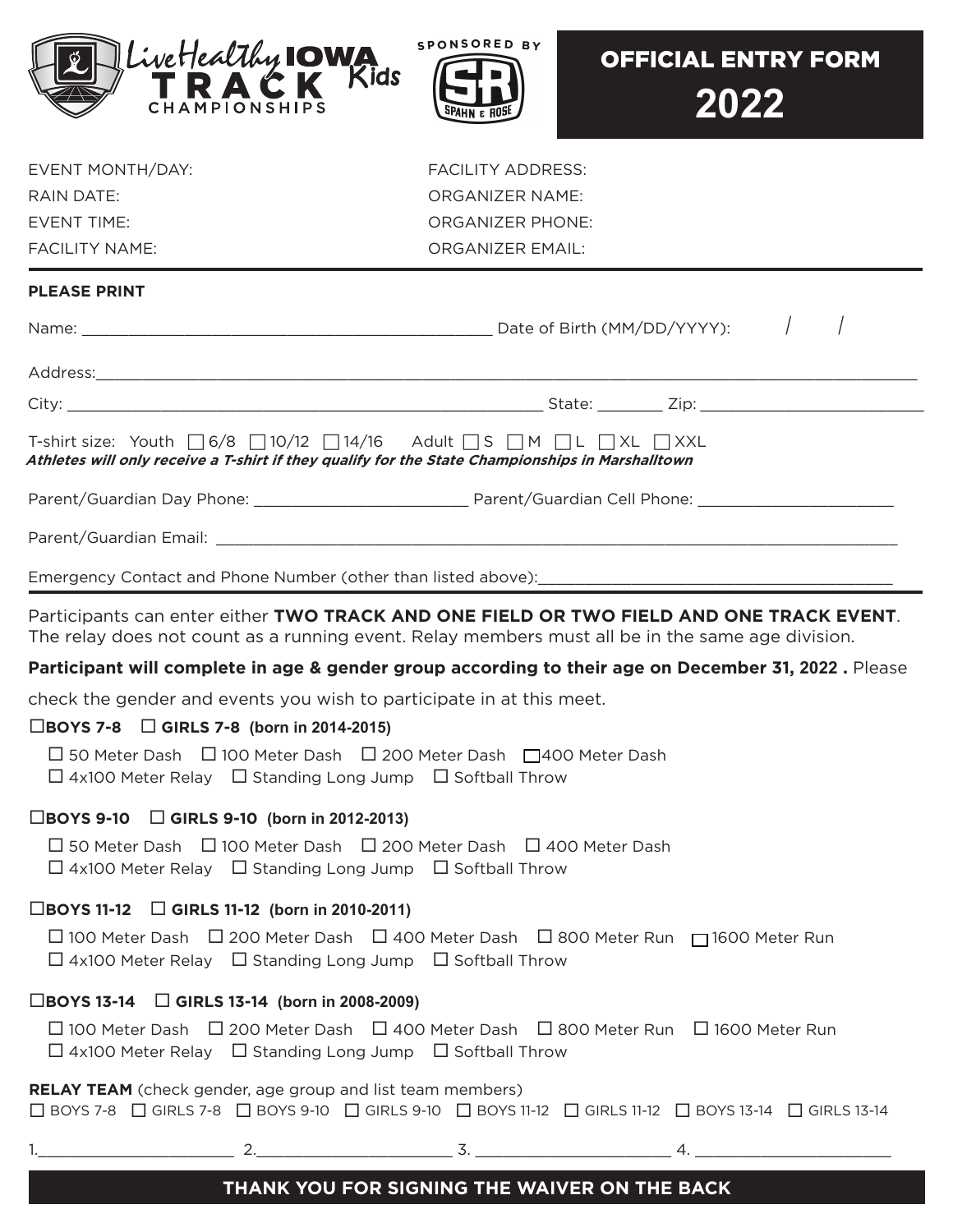LiveHealthy IOWA Kids TRACK CHAMPIONSHIPS

SPONSORED BY SPAHN & ROSE

# OFFICIAL ENTRY FORM 2022

EVENT MONTH/DAY:
RAIN DATE:
EVENT TIME:
FACILITY NAME:

FACILITY ADDRESS:
ORGANIZER NAME:
ORGANIZER PHONE:
ORGANIZER EMAIL:

**PLEASE PRINT**

Name: ______________________________ Date of Birth (MM/DD/YYYY): / /

Address: ______________________________

City: ______________________________ State: _______ Zip: ______________

T-shirt size: Youth ☐ 6/8 ☐ 10/12 ☐ 14/16 Adult ☐ S ☐ M ☐ L ☐ XL ☐ XXL

***Athletes will only receive a T-shirt if they qualify for the State Championships in Marshalltown***

Parent/Guardian Day Phone: ______________________ Parent/Guardian Cell Phone: ______________________

Parent/Guardian Email: ______________________________

Emergency Contact and Phone Number (other than listed above): ______________________________

Participants can enter either **TWO TRACK AND ONE FIELD OR TWO FIELD AND ONE TRACK EVENT**. The relay does not count as a running event. Relay members must all be in the same age division.

**Participant will complete in age & gender group according to their age on December 31, 2022 .** Please check the gender and events you wish to participate in at this meet.

☐**BOYS 7-8** ☐ **GIRLS 7-8 (born in 2014-2015)**

☐ 50 Meter Dash ☐ 100 Meter Dash ☐ 200 Meter Dash ☐ 400 Meter Dash
☐ 4x100 Meter Relay ☐ Standing Long Jump ☐ Softball Throw

☐**BOYS 9-10** ☐ **GIRLS 9-10 (born in 2012-2013)**

☐ 50 Meter Dash ☐ 100 Meter Dash ☐ 200 Meter Dash ☐ 400 Meter Dash
☐ 4x100 Meter Relay ☐ Standing Long Jump ☐ Softball Throw

☐**BOYS 11-12** ☐ **GIRLS 11-12 (born in 2010-2011)**

☐ 100 Meter Dash ☐ 200 Meter Dash ☐ 400 Meter Dash ☐ 800 Meter Run ☐ 1600 Meter Run
☐ 4x100 Meter Relay ☐ Standing Long Jump ☐ Softball Throw

☐**BOYS 13-14** ☐ **GIRLS 13-14 (born in 2008-2009)**

☐ 100 Meter Dash ☐ 200 Meter Dash ☐ 400 Meter Dash ☐ 800 Meter Run ☐ 1600 Meter Run
☐ 4x100 Meter Relay ☐ Standing Long Jump ☐ Softball Throw

**RELAY TEAM** (check gender, age group and list team members)
☐ BOYS 7-8 ☐ GIRLS 7-8 ☐ BOYS 9-10 ☐ GIRLS 9-10 ☐ BOYS 11-12 ☐ GIRLS 11-12 ☐ BOYS 13-14 ☐ GIRLS 13-14

1.__________________ 2.__________________ 3. __________________ 4. __________________

**THANK YOU FOR SIGNING THE WAIVER ON THE BACK**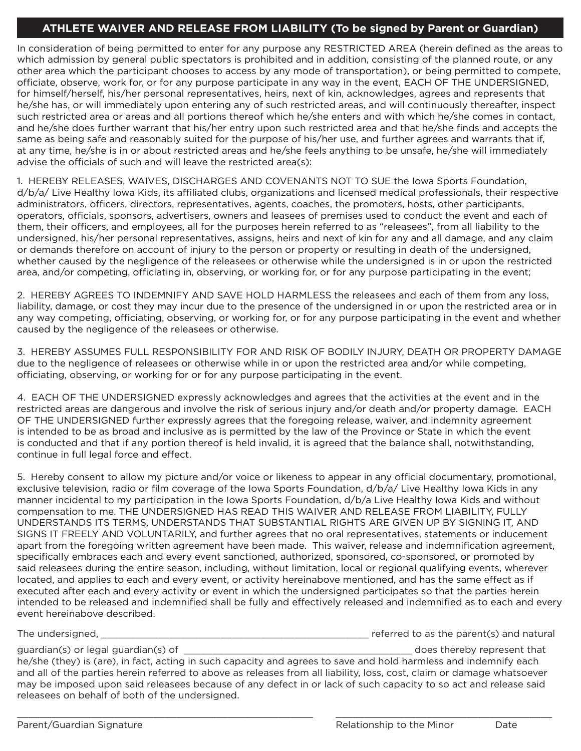## ATHLETE WAIVER AND RELEASE FROM LIABILITY (To be signed by Parent or Guardian)

In consideration of being permitted to enter for any purpose any RESTRICTED AREA (herein defined as the areas to which admission by general public spectators is prohibited and in addition, consisting of the planned route, or any other area which the participant chooses to access by any mode of transportation), or being permitted to compete, officiate, observe, work for, or for any purpose participate in any way in the event, EACH OF THE UNDERSIGNED, for himself/herself, his/her personal representatives, heirs, next of kin, acknowledges, agrees and represents that he/she has, or will immediately upon entering any of such restricted areas, and will continuously thereafter, inspect such restricted area or areas and all portions thereof which he/she enters and with which he/she comes in contact, and he/she does further warrant that his/her entry upon such restricted area and that he/she finds and accepts the same as being safe and reasonably suited for the purpose of his/her use, and further agrees and warrants that if, at any time, he/she is in or about restricted areas and he/she feels anything to be unsafe, he/she will immediately advise the officials of such and will leave the restricted area(s):

1. HEREBY RELEASES, WAIVES, DISCHARGES AND COVENANTS NOT TO SUE the Iowa Sports Foundation, d/b/a/ Live Healthy Iowa Kids, its affiliated clubs, organizations and licensed medical professionals, their respective administrators, officers, directors, representatives, agents, coaches, the promoters, hosts, other participants, operators, officials, sponsors, advertisers, owners and leasees of premises used to conduct the event and each of them, their officers, and employees, all for the purposes herein referred to as "releasees", from all liability to the undersigned, his/her personal representatives, assigns, heirs and next of kin for any and all damage, and any claim or demands therefore on account of injury to the person or property or resulting in death of the undersigned, whether caused by the negligence of the releasees or otherwise while the undersigned is in or upon the restricted area, and/or competing, officiating in, observing, or working for, or for any purpose participating in the event;

2. HEREBY AGREES TO INDEMNIFY AND SAVE HOLD HARMLESS the releasees and each of them from any loss, liability, damage, or cost they may incur due to the presence of the undersigned in or upon the restricted area or in any way competing, officiating, observing, or working for, or for any purpose participating in the event and whether caused by the negligence of the releasees or otherwise.

3. HEREBY ASSUMES FULL RESPONSIBILITY FOR AND RISK OF BODILY INJURY, DEATH OR PROPERTY DAMAGE due to the negligence of releasees or otherwise while in or upon the restricted area and/or while competing, officiating, observing, or working for or for any purpose participating in the event.

4. EACH OF THE UNDERSIGNED expressly acknowledges and agrees that the activities at the event and in the restricted areas are dangerous and involve the risk of serious injury and/or death and/or property damage. EACH OF THE UNDERSIGNED further expressly agrees that the foregoing release, waiver, and indemnity agreement is intended to be as broad and inclusive as is permitted by the law of the Province or State in which the event is conducted and that if any portion thereof is held invalid, it is agreed that the balance shall, notwithstanding, continue in full legal force and effect.

5. Hereby consent to allow my picture and/or voice or likeness to appear in any official documentary, promotional, exclusive television, radio or film coverage of the Iowa Sports Foundation, d/b/a/ Live Healthy Iowa Kids in any manner incidental to my participation in the Iowa Sports Foundation, d/b/a Live Healthy Iowa Kids and without compensation to me. THE UNDERSIGNED HAS READ THIS WAIVER AND RELEASE FROM LIABILITY, FULLY UNDERSTANDS ITS TERMS, UNDERSTANDS THAT SUBSTANTIAL RIGHTS ARE GIVEN UP BY SIGNING IT, AND SIGNS IT FREELY AND VOLUNTARILY, and further agrees that no oral representatives, statements or inducement apart from the foregoing written agreement have been made. This waiver, release and indemnification agreement, specifically embraces each and every event sanctioned, authorized, sponsored, co-sponsored, or promoted by said releasees during the entire season, including, without limitation, local or regional qualifying events, wherever located, and applies to each and every event, or activity hereinabove mentioned, and has the same effect as if executed after each and every activity or event in which the undersigned participates so that the parties herein intended to be released and indemnified shall be fully and effectively released and indemnified as to each and every event hereinabove described.

The undersigned, ______________________________________________ referred to as the parent(s) and natural guardian(s) or legal guardian(s) of ________________________________________ does thereby represent that he/she (they) is (are), in fact, acting in such capacity and agrees to save and hold harmless and indemnify each and all of the parties herein referred to above as releases from all liability, loss, cost, claim or damage whatsoever may be imposed upon said releasees because of any defect in or lack of such capacity to so act and release said releasees on behalf of both of the undersigned.

______________________________________________ ________________________________________

Parent/Guardian Signature Relationship to the Minor Date